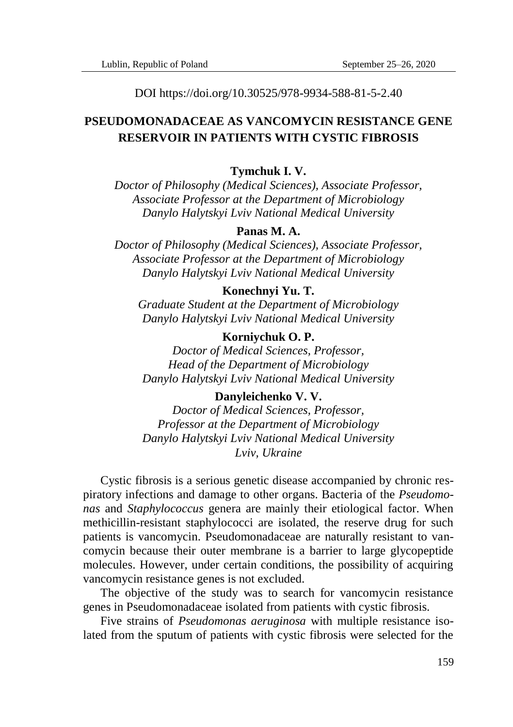DOI https://doi.org/10.30525/978-9934-588-81-5-2.40

# PSEUDOMONADACEAE AS VANCOMYCIN RESISTANCE GENE RESERVOIR IN PATIENTS WITH CYSTIC FIBROSIS

**Tymchuk I. V.**

*Doctor of Philosophy (Medical Sciences), Associate Professor, Associate Professor at the Department of Microbiology Danylo Halytskyi Lviv National Medical University*

**Panas M. A.**

*Doctor of Philosophy (Medical Sciences), Associate Professor, Associate Professor at the Department of Microbiology Danylo Halytskyi Lviv National Medical University*

**Konechnyi Yu. T.**

*Graduate Student at the Department of Microbiology Danylo Halytskyi Lviv National Medical University*

**Korniychuk O. P.**

*Doctor of Medical Sciences, Professor, Head of the Department of Microbiology Danylo Halytskyi Lviv National Medical University*

**Danyleichenko V. V.**

*Doctor of Medical Sciences, Professor, Professor at the Department of Microbiology Danylo Halytskyi Lviv National Medical University Lviv, Ukraine*

Cystic fibrosis is a serious genetic disease accompanied by chronic respiratory infections and damage to other organs. Bacteria of the *Pseudomonas* and *Staphylococcus* genera are mainly their etiological factor. When methicillin-resistant staphylococci are isolated, the reserve drug for such patients is vancomycin. Pseudomonadaceae are naturally resistant to vancomycin because their outer membrane is a barrier to large glycopeptide molecules. However, under certain conditions, the possibility of acquiring vancomycin resistance genes is not excluded.

The objective of the study was to search for vancomycin resistance genes in Pseudomonadaceae isolated from patients with cystic fibrosis.

Five strains of *Pseudomonas aeruginosa* with multiple resistance isolated from the sputum of patients with cystic fibrosis were selected for the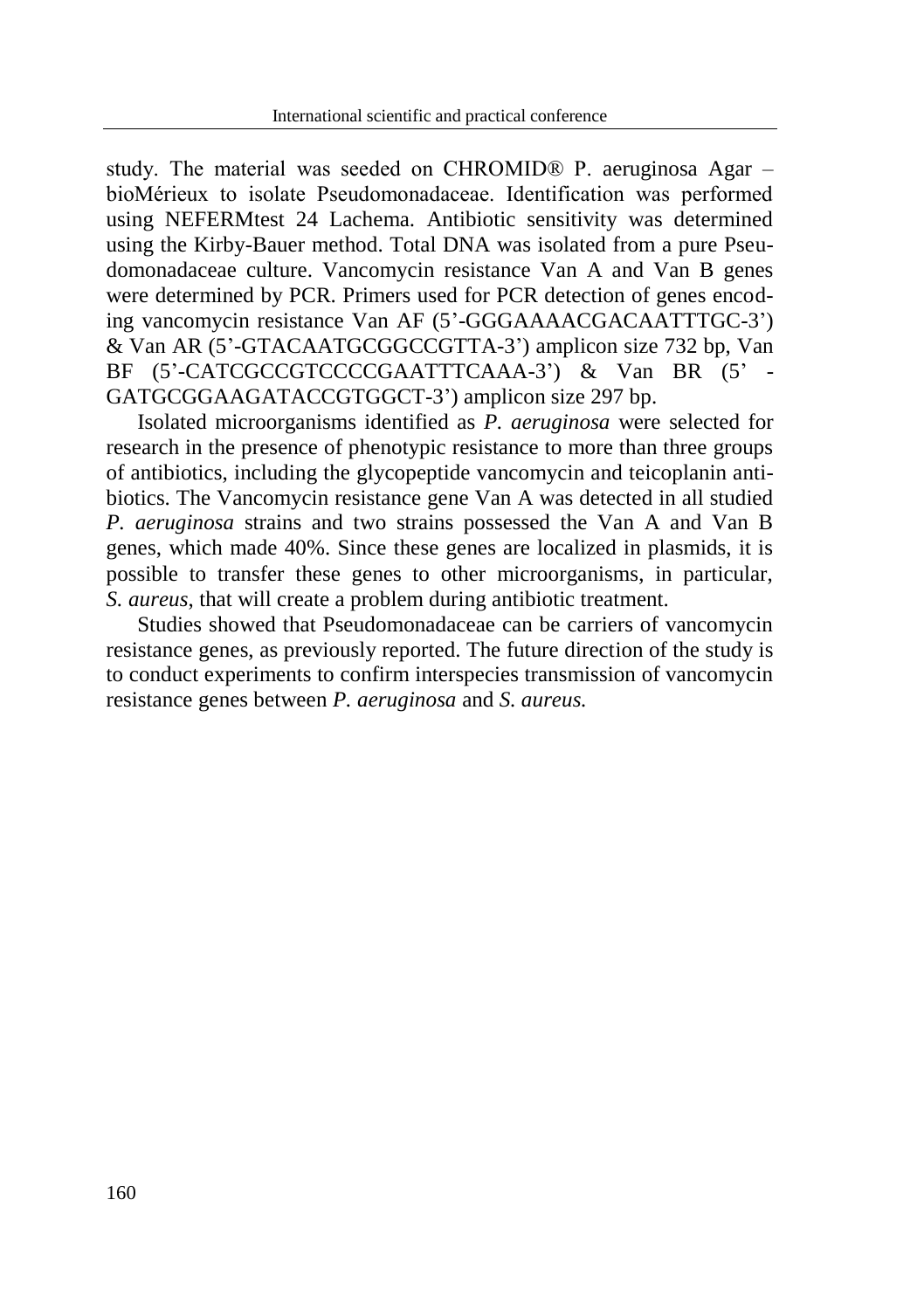study. The material was seeded on CHROMID® P. aeruginosa Agar – bioMérieux to isolate Pseudomonadaceae. Identification was performed using NEFERMtest 24 Lachema. Antibiotic sensitivity was determined using the Kirby-Bauer method. Total DNA was isolated from a pure Pseudomonadaceae culture. Vancomycin resistance Van A and Van B genes were determined by PCR. Primers used for PCR detection of genes encoding vancomycin resistance Van AF (5'-GGGAAAACGACAATTTGC-3') & Van AR (5'-GTACAATGCGGCCGTTA-3') amplicon size 732 bp, Van BF (5'-CATCGCCGTCCCCGAATTTCAAA-3') & Van BR (5' - GATGCGGAAGATACCGTGGCT-3') amplicon size 297 bp.

Isolated microorganisms identified as *P. aeruginosa* were selected for research in the presence of phenotypic resistance to more than three groups of antibiotics, including the glycopeptide vancomycin and teicoplanin antibiotics. The Vancomycin resistance gene Van A was detected in all studied *P. aeruginosa* strains and two strains possessed the Van A and Van B genes, which made 40%. Since these genes are localized in plasmids, it is possible to transfer these genes to other microorganisms, in particular, *S. aureus*, that will create a problem during antibiotic treatment.

Studies showed that Pseudomonadaceae can be carriers of vancomycin resistance genes, as previously reported. The future direction of the study is to conduct experiments to confirm interspecies transmission of vancomycin resistance genes between *P. aeruginosa* and *S. aureus.*